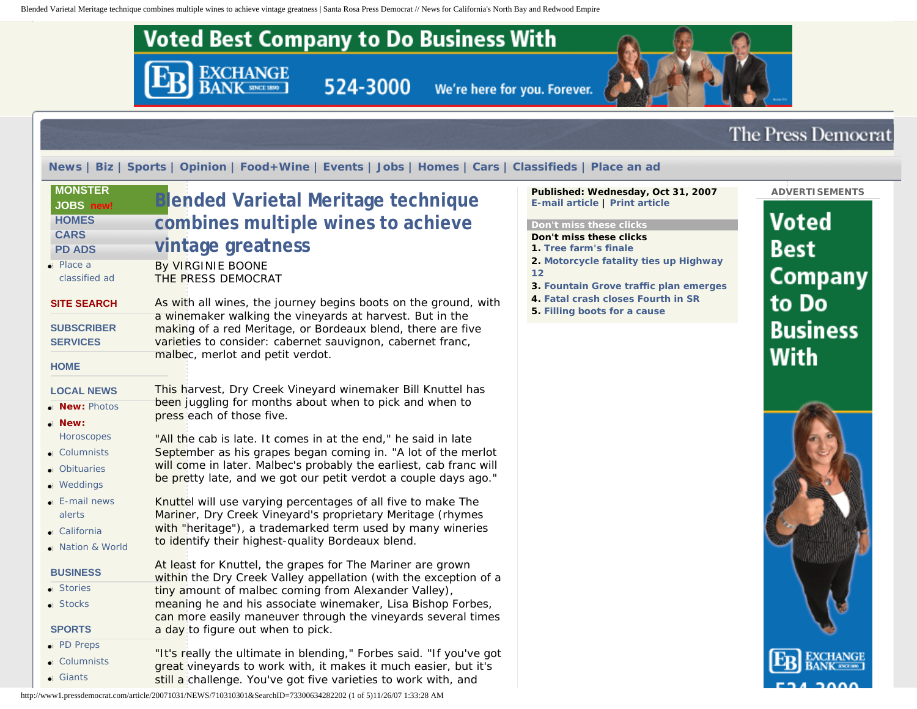# Blended Varietal Meritage technique combines multiple wines to achieve vintage greatness

By VIRGINIE BOONE
THE PRESS DEMOCRAT

Published: Wednesday, Oct 31, 2007

As with all wines, the journey begins boots on the ground, with a winemaker walking the vineyards at harvest. But in the making of a red Meritage, or Bordeaux blend, there are five varieties to consider: cabernet sauvignon, cabernet franc, malbec, merlot and petit verdot.

This harvest, Dry Creek Vineyard winemaker Bill Knuttel has been juggling for months about when to pick and when to press each of those five.

"All the cab is late. It comes in at the end," he said in late September as his grapes began coming in. "A lot of the merlot will come in later. Malbec's probably the earliest, cab franc will be pretty late, and we got our petit verdot a couple days ago."

Knuttel will use varying percentages of all five to make The Mariner, Dry Creek Vineyard's proprietary Meritage (rhymes with "heritage"), a trademarked term used by many wineries to identify their highest-quality Bordeaux blend.

At least for Knuttel, the grapes for The Mariner are grown within the Dry Creek Valley appellation (with the exception of a tiny amount of malbec coming from Alexander Valley), meaning he and his associate winemaker, Lisa Bishop Forbes, can more easily maneuver through the vineyards several times a day to figure out when to pick.

"It's really the ultimate in blending," Forbes said. "If you've got great vineyards to work with, it makes it much easier, but it's still a challenge. You've got five varieties to work with, and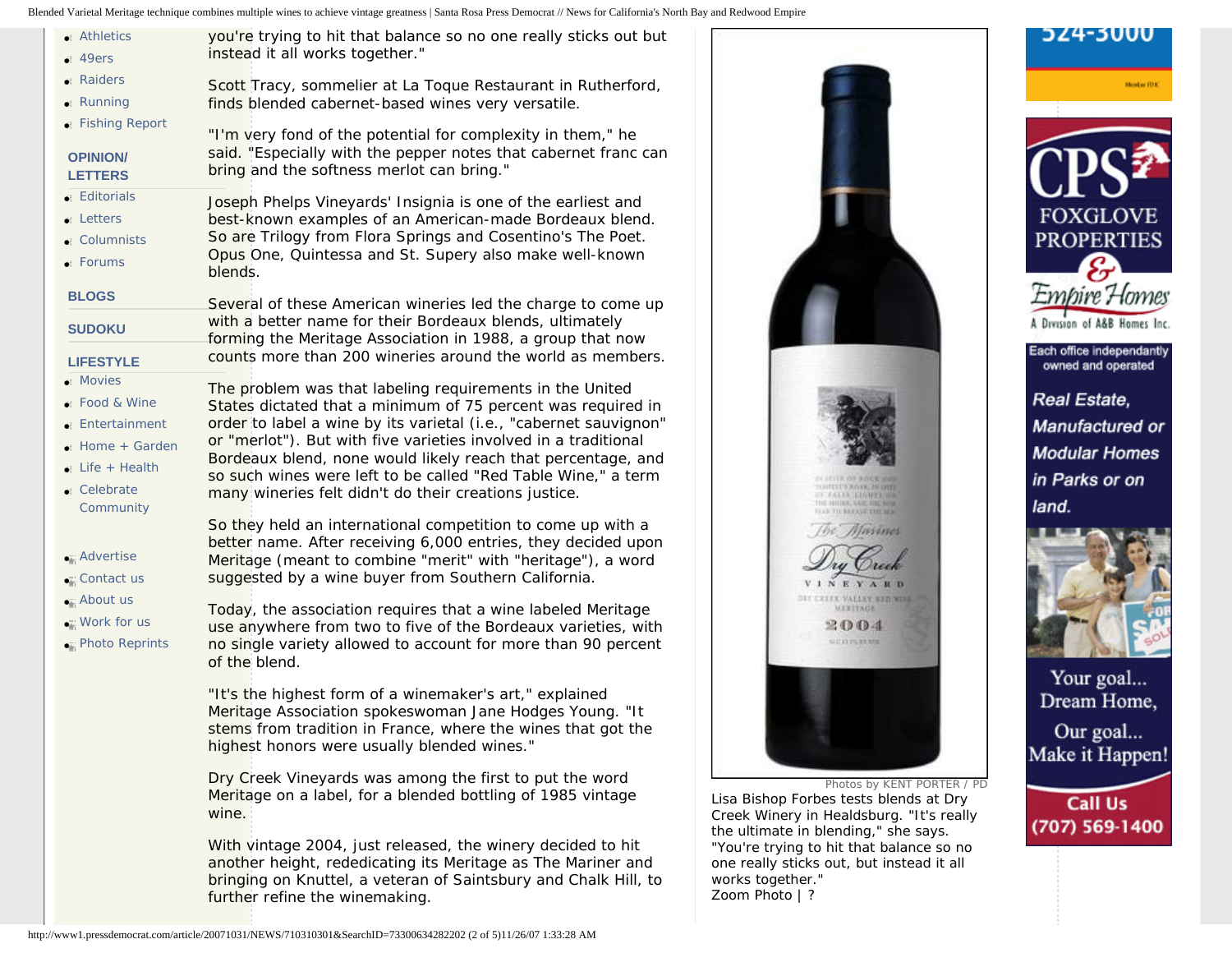you're trying to hit that balance so no one really sticks out but instead it all works together."

Scott Tracy, sommelier at La Toque Restaurant in Rutherford, finds blended cabernet-based wines very versatile.

"I'm very fond of the potential for complexity in them," he said. "Especially with the pepper notes that cabernet franc can bring and the softness merlot can bring."

Joseph Phelps Vineyards' Insignia is one of the earliest and best-known examples of an American-made Bordeaux blend. So are Trilogy from Flora Springs and Cosentino's The Poet. Opus One, Quintessa and St. Supery also make well-known blends.

Several of these American wineries led the charge to come up with a better name for their Bordeaux blends, ultimately forming the Meritage Association in 1988, a group that now counts more than 200 wineries around the world as members.

The problem was that labeling requirements in the United States dictated that a minimum of 75 percent was required in order to label a wine by its varietal (i.e., "cabernet sauvignon" or "merlot"). But with five varieties involved in a traditional Bordeaux blend, none would likely reach that percentage, and so such wines were left to be called "Red Table Wine," a term many wineries felt didn't do their creations justice.

So they held an international competition to come up with a better name. After receiving 6,000 entries, they decided upon Meritage (meant to combine "merit" with "heritage"), a word suggested by a wine buyer from Southern California.

Today, the association requires that a wine labeled Meritage use anywhere from two to five of the Bordeaux varieties, with no single variety allowed to account for more than 90 percent of the blend.

"It's the highest form of a winemaker's art," explained Meritage Association spokeswoman Jane Hodges Young. "It stems from tradition in France, where the wines that got the highest honors were usually blended wines."

Dry Creek Vineyards was among the first to put the word Meritage on a label, for a blended bottling of 1985 vintage wine.

With vintage 2004, just released, the winery decided to hit another height, rededicating its Meritage as The Mariner and bringing on Knuttel, a veteran of Saintsbury and Chalk Hill, to further refine the winemaking.

Photos by KENT PORTER / PD

Lisa Bishop Forbes tests blends at Dry Creek Winery in Healdsburg. "It's really the ultimate in blending," she says. "You're trying to hit that balance so no one really sticks out, but instead it all works together."